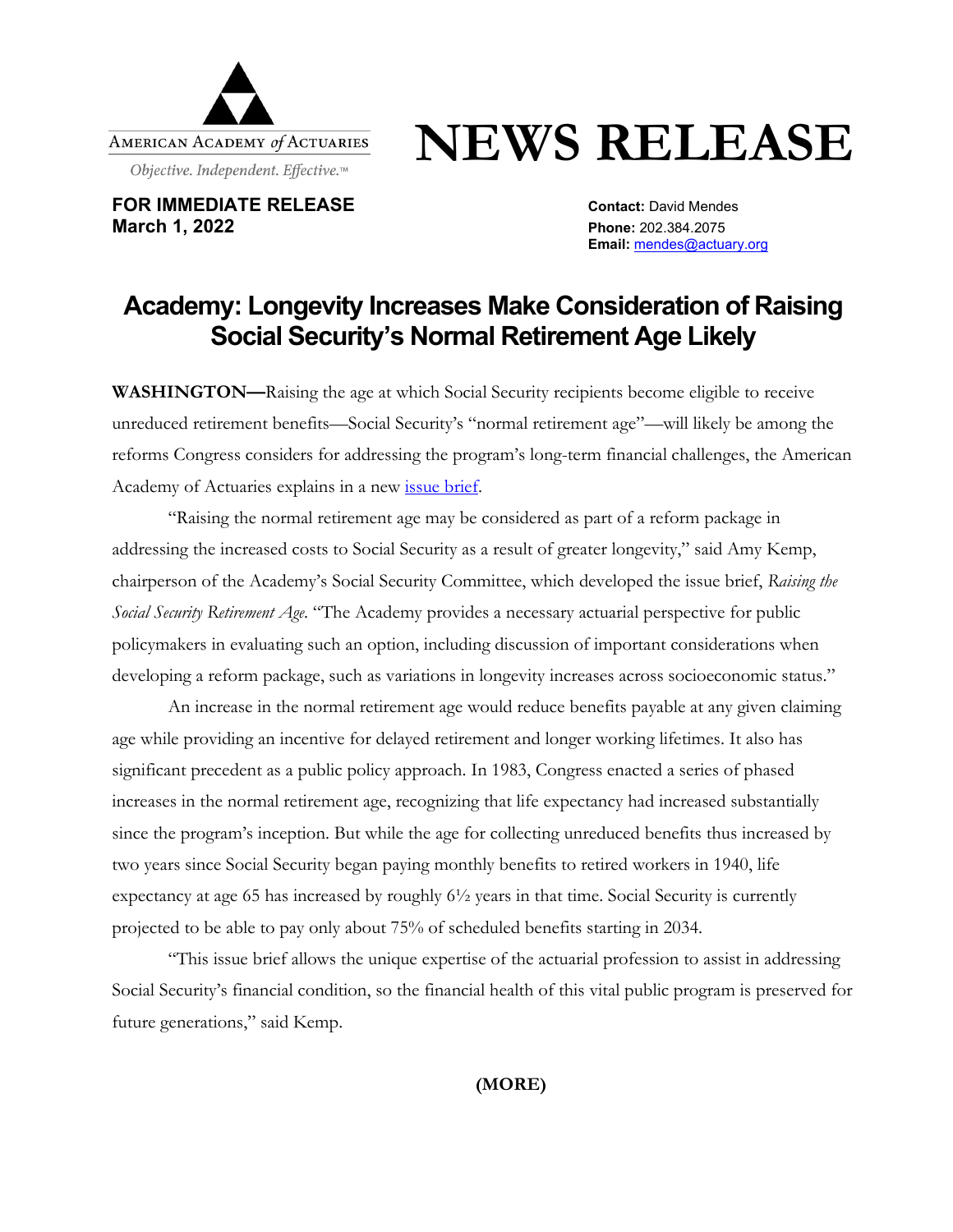AMERICAN ACADEMY *of* ACTUARIES

*Objective. Independent. Effective.™*

# NEWS RELEASE

**FOR IMMEDIATE RELEASE**
**March 1, 2022**

**Contact:** David Mendes
**Phone:** 202.384.2075
**Email:** [mendes@actuary.org](mailto:mendes@actuary.org)

## Academy: Longevity Increases Make Consideration of Raising Social Security's Normal Retirement Age Likely

**WASHINGTON—**Raising the age at which Social Security recipients become eligible to receive unreduced retirement benefits—Social Security's "normal retirement age"—will likely be among the reforms Congress considers for addressing the program's long-term financial challenges, the American Academy of Actuaries explains in a new issue brief.

"Raising the normal retirement age may be considered as part of a reform package in addressing the increased costs to Social Security as a result of greater longevity," said Amy Kemp, chairperson of the Academy's Social Security Committee, which developed the issue brief, *Raising the Social Security Retirement Age*. "The Academy provides a necessary actuarial perspective for public policymakers in evaluating such an option, including discussion of important considerations when developing a reform package, such as variations in longevity increases across socioeconomic status."

An increase in the normal retirement age would reduce benefits payable at any given claiming age while providing an incentive for delayed retirement and longer working lifetimes. It also has significant precedent as a public policy approach. In 1983, Congress enacted a series of phased increases in the normal retirement age, recognizing that life expectancy had increased substantially since the program's inception. But while the age for collecting unreduced benefits thus increased by two years since Social Security began paying monthly benefits to retired workers in 1940, life expectancy at age 65 has increased by roughly 6½ years in that time. Social Security is currently projected to be able to pay only about 75% of scheduled benefits starting in 2034.

"This issue brief allows the unique expertise of the actuarial profession to assist in addressing Social Security's financial condition, so the financial health of this vital public program is preserved for future generations," said Kemp.

**(MORE)**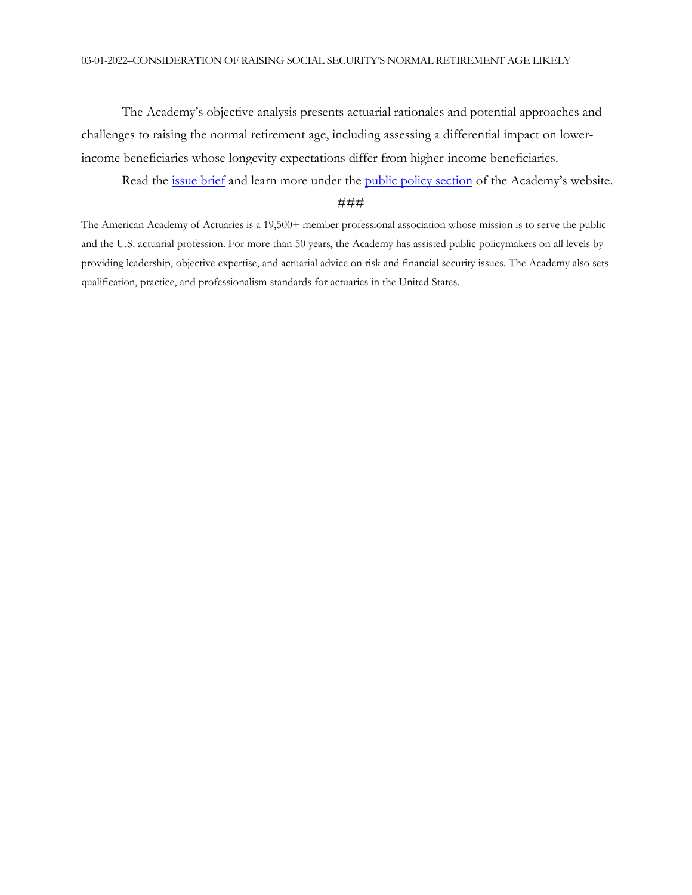The Academy's objective analysis presents actuarial rationales and potential approaches and challenges to raising the normal retirement age, including assessing a differential impact on lower-income beneficiaries whose longevity expectations differ from higher-income beneficiaries.

Read the issue brief and learn more under the public policy section of the Academy's website.

###

The American Academy of Actuaries is a 19,500+ member professional association whose mission is to serve the public and the U.S. actuarial profession. For more than 50 years, the Academy has assisted public policymakers on all levels by providing leadership, objective expertise, and actuarial advice on risk and financial security issues. The Academy also sets qualification, practice, and professionalism standards for actuaries in the United States.